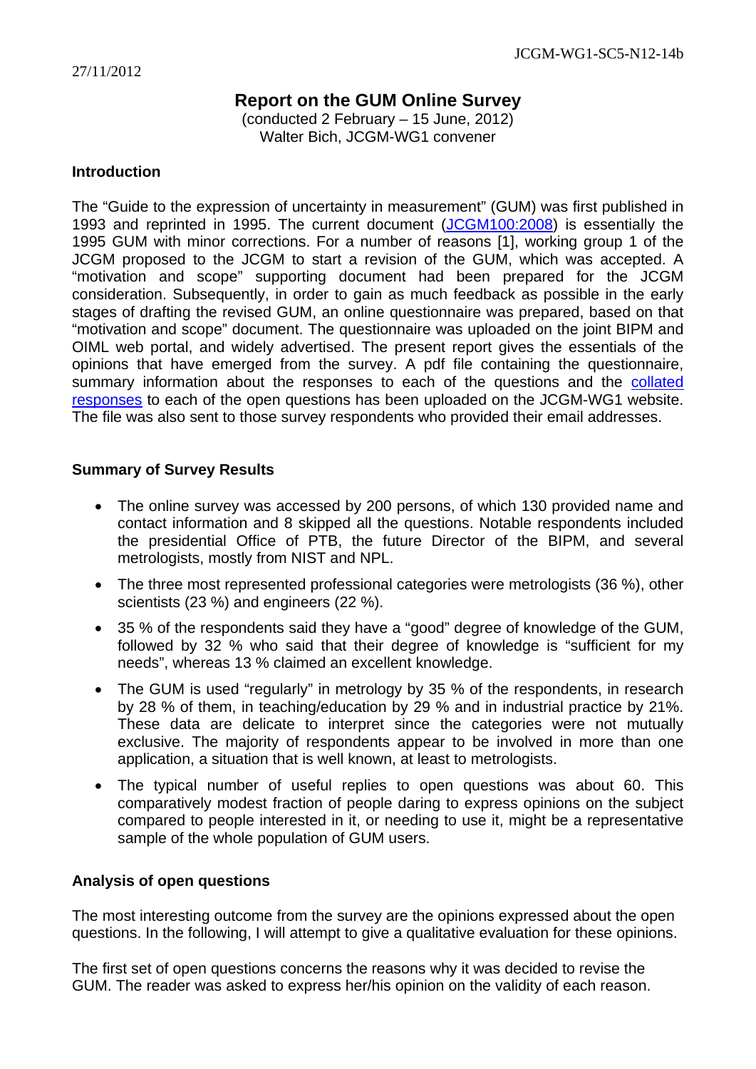27/11/2012

JCGM-WG1-SC5-N12-14b

# Report on the GUM Online Survey

(conducted 2 February – 15 June, 2012)
Walter Bich, JCGM-WG1 convener

## Introduction

The "Guide to the expression of uncertainty in measurement" (GUM) was first published in 1993 and reprinted in 1995. The current document (JCGM100:2008) is essentially the 1995 GUM with minor corrections. For a number of reasons [1], working group 1 of the JCGM proposed to the JCGM to start a revision of the GUM, which was accepted. A "motivation and scope" supporting document had been prepared for the JCGM consideration. Subsequently, in order to gain as much feedback as possible in the early stages of drafting the revised GUM, an online questionnaire was prepared, based on that "motivation and scope" document. The questionnaire was uploaded on the joint BIPM and OIML web portal, and widely advertised. The present report gives the essentials of the opinions that have emerged from the survey. A pdf file containing the questionnaire, summary information about the responses to each of the questions and the collated responses to each of the open questions has been uploaded on the JCGM-WG1 website. The file was also sent to those survey respondents who provided their email addresses.

## Summary of Survey Results

- The online survey was accessed by 200 persons, of which 130 provided name and contact information and 8 skipped all the questions. Notable respondents included the presidential Office of PTB, the future Director of the BIPM, and several metrologists, mostly from NIST and NPL.
- The three most represented professional categories were metrologists (36 %), other scientists (23 %) and engineers (22 %).
- 35 % of the respondents said they have a "good" degree of knowledge of the GUM, followed by 32 % who said that their degree of knowledge is "sufficient for my needs", whereas 13 % claimed an excellent knowledge.
- The GUM is used "regularly" in metrology by 35 % of the respondents, in research by 28 % of them, in teaching/education by 29 % and in industrial practice by 21%. These data are delicate to interpret since the categories were not mutually exclusive. The majority of respondents appear to be involved in more than one application, a situation that is well known, at least to metrologists.
- The typical number of useful replies to open questions was about 60. This comparatively modest fraction of people daring to express opinions on the subject compared to people interested in it, or needing to use it, might be a representative sample of the whole population of GUM users.

## Analysis of open questions

The most interesting outcome from the survey are the opinions expressed about the open questions. In the following, I will attempt to give a qualitative evaluation for these opinions.

The first set of open questions concerns the reasons why it was decided to revise the GUM. The reader was asked to express her/his opinion on the validity of each reason.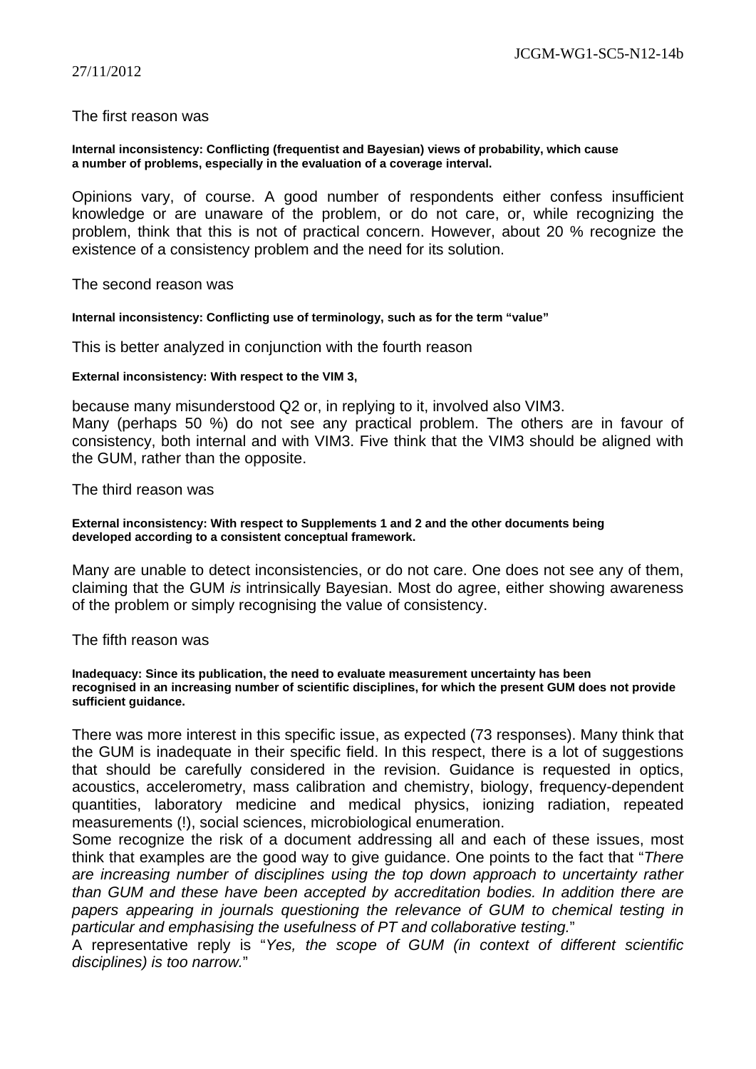The first reason was

**Internal inconsistency: Conflicting (frequentist and Bayesian) views of probability, which cause a number of problems, especially in the evaluation of a coverage interval.**

Opinions vary, of course. A good number of respondents either confess insufficient knowledge or are unaware of the problem, or do not care, or, while recognizing the problem, think that this is not of practical concern. However, about 20 % recognize the existence of a consistency problem and the need for its solution.

The second reason was

**Internal inconsistency: Conflicting use of terminology, such as for the term “value”**

This is better analyzed in conjunction with the fourth reason

**External inconsistency: With respect to the VIM 3,**

because many misunderstood Q2 or, in replying to it, involved also VIM3.
Many (perhaps 50 %) do not see any practical problem. The others are in favour of consistency, both internal and with VIM3. Five think that the VIM3 should be aligned with the GUM, rather than the opposite.

The third reason was

**External inconsistency: With respect to Supplements 1 and 2 and the other documents being developed according to a consistent conceptual framework.**

Many are unable to detect inconsistencies, or do not care. One does not see any of them, claiming that the GUM *is* intrinsically Bayesian. Most do agree, either showing awareness of the problem or simply recognising the value of consistency.

The fifth reason was

**Inadequacy: Since its publication, the need to evaluate measurement uncertainty has been recognised in an increasing number of scientific disciplines, for which the present GUM does not provide sufficient guidance.**

There was more interest in this specific issue, as expected (73 responses). Many think that the GUM is inadequate in their specific field. In this respect, there is a lot of suggestions that should be carefully considered in the revision. Guidance is requested in optics, acoustics, accelerometry, mass calibration and chemistry, biology, frequency-dependent quantities, laboratory medicine and medical physics, ionizing radiation, repeated measurements (!), social sciences, microbiological enumeration.
Some recognize the risk of a document addressing all and each of these issues, most think that examples are the good way to give guidance. One points to the fact that “*There are increasing number of disciplines using the top down approach to uncertainty rather than GUM and these have been accepted by accreditation bodies. In addition there are papers appearing in journals questioning the relevance of GUM to chemical testing in particular and emphasising the usefulness of PT and collaborative testing.*”
A representative reply is “*Yes, the scope of GUM (in context of different scientific disciplines) is too narrow.*”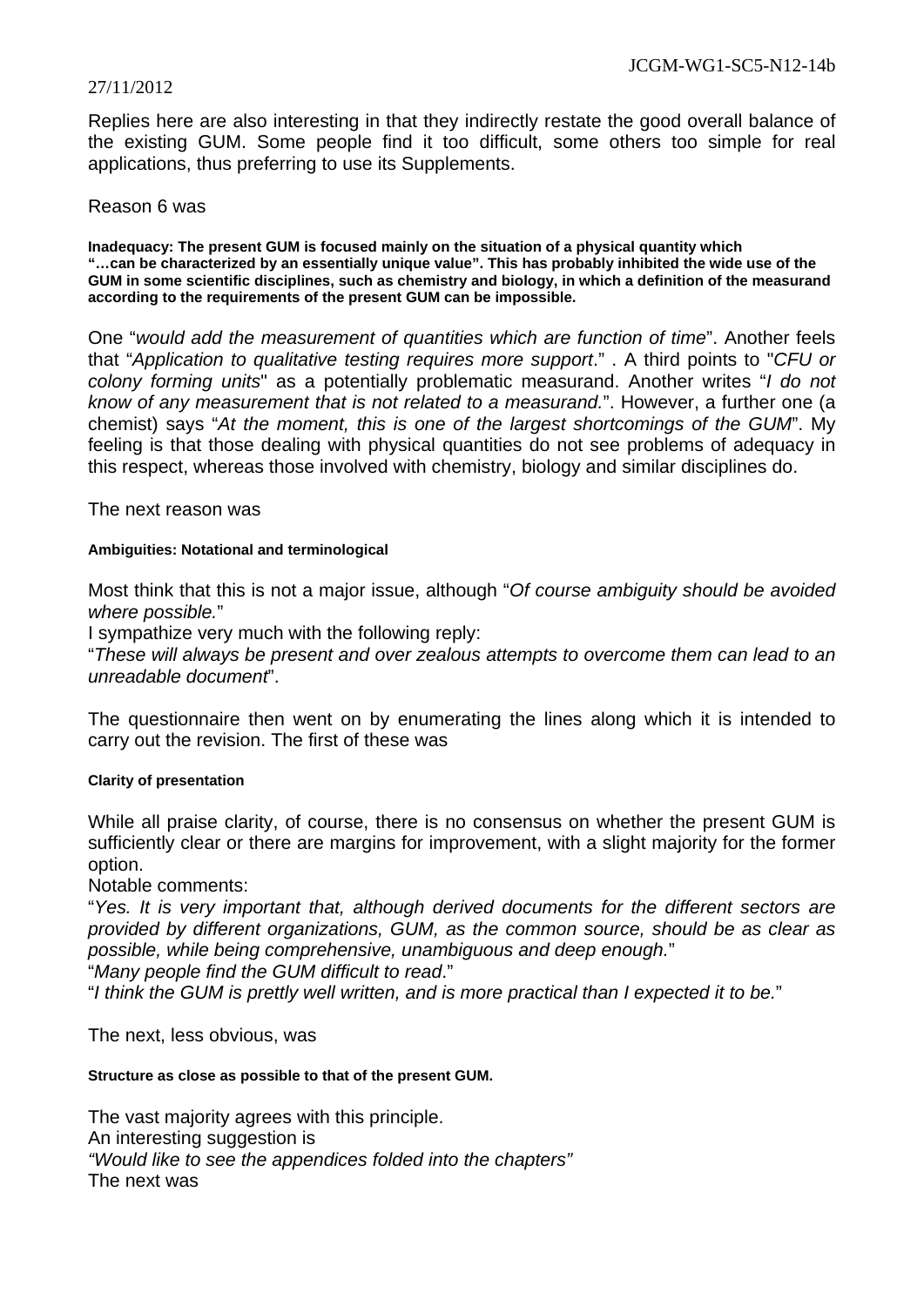Replies here are also interesting in that they indirectly restate the good overall balance of the existing GUM. Some people find it too difficult, some others too simple for real applications, thus preferring to use its Supplements.

Reason 6 was

**Inadequacy: The present GUM is focused mainly on the situation of a physical quantity which "…can be characterized by an essentially unique value". This has probably inhibited the wide use of the GUM in some scientific disciplines, such as chemistry and biology, in which a definition of the measurand according to the requirements of the present GUM can be impossible.**

One "*would add the measurement of quantities which are function of time*". Another feels that "*Application to qualitative testing requires more support*." . A third points to "*CFU or colony forming units*" as a potentially problematic measurand. Another writes "*I do not know of any measurement that is not related to a measurand.*". However, a further one (a chemist) says "*At the moment, this is one of the largest shortcomings of the GUM*". My feeling is that those dealing with physical quantities do not see problems of adequacy in this respect, whereas those involved with chemistry, biology and similar disciplines do.

The next reason was

**Ambiguities: Notational and terminological**

Most think that this is not a major issue, although "*Of course ambiguity should be avoided where possible.*"
I sympathize very much with the following reply:
"*These will always be present and over zealous attempts to overcome them can lead to an unreadable document*".

The questionnaire then went on by enumerating the lines along which it is intended to carry out the revision. The first of these was

**Clarity of presentation**

While all praise clarity, of course, there is no consensus on whether the present GUM is sufficiently clear or there are margins for improvement, with a slight majority for the former option.
Notable comments:
"*Yes. It is very important that, although derived documents for the different sectors are provided by different organizations, GUM, as the common source, should be as clear as possible, while being comprehensive, unambiguous and deep enough.*"
"*Many people find the GUM difficult to read*."
"*I think the GUM is prettly well written, and is more practical than I expected it to be.*"

The next, less obvious, was

**Structure as close as possible to that of the present GUM.**

The vast majority agrees with this principle.
An interesting suggestion is
*"Would like to see the appendices folded into the chapters"*
The next was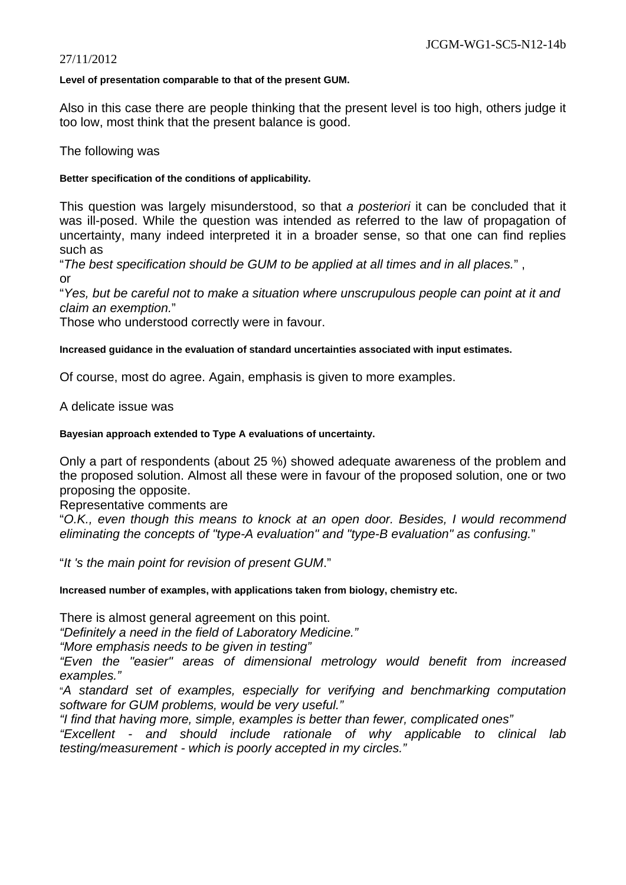**Level of presentation comparable to that of the present GUM.**

Also in this case there are people thinking that the present level is too high, others judge it too low, most think that the present balance is good.

The following was

**Better specification of the conditions of applicability.**

This question was largely misunderstood, so that *a posteriori* it can be concluded that it was ill-posed. While the question was intended as referred to the law of propagation of uncertainty, many indeed interpreted it in a broader sense, so that one can find replies such as

"*The best specification should be GUM to be applied at all times and in all places.*" ,

or

"*Yes, but be careful not to make a situation where unscrupulous people can point at it and claim an exemption.*"

Those who understood correctly were in favour.

**Increased guidance in the evaluation of standard uncertainties associated with input estimates.**

Of course, most do agree. Again, emphasis is given to more examples.

A delicate issue was

**Bayesian approach extended to Type A evaluations of uncertainty.**

Only a part of respondents (about 25 %) showed adequate awareness of the problem and the proposed solution. Almost all these were in favour of the proposed solution, one or two proposing the opposite.

Representative comments are

"*O.K., even though this means to knock at an open door. Besides, I would recommend eliminating the concepts of "type-A evaluation" and "type-B evaluation" as confusing.*"

"*It 's the main point for revision of present GUM*."

**Increased number of examples, with applications taken from biology, chemistry etc.**

There is almost general agreement on this point.

*"Definitely a need in the field of Laboratory Medicine."*

*"More emphasis needs to be given in testing"*

*"Even the "easier" areas of dimensional metrology would benefit from increased examples."*

"*A standard set of examples, especially for verifying and benchmarking computation software for GUM problems, would be very useful."*

*"I find that having more, simple, examples is better than fewer, complicated ones"*

*"Excellent - and should include rationale of why applicable to clinical lab testing/measurement - which is poorly accepted in my circles."*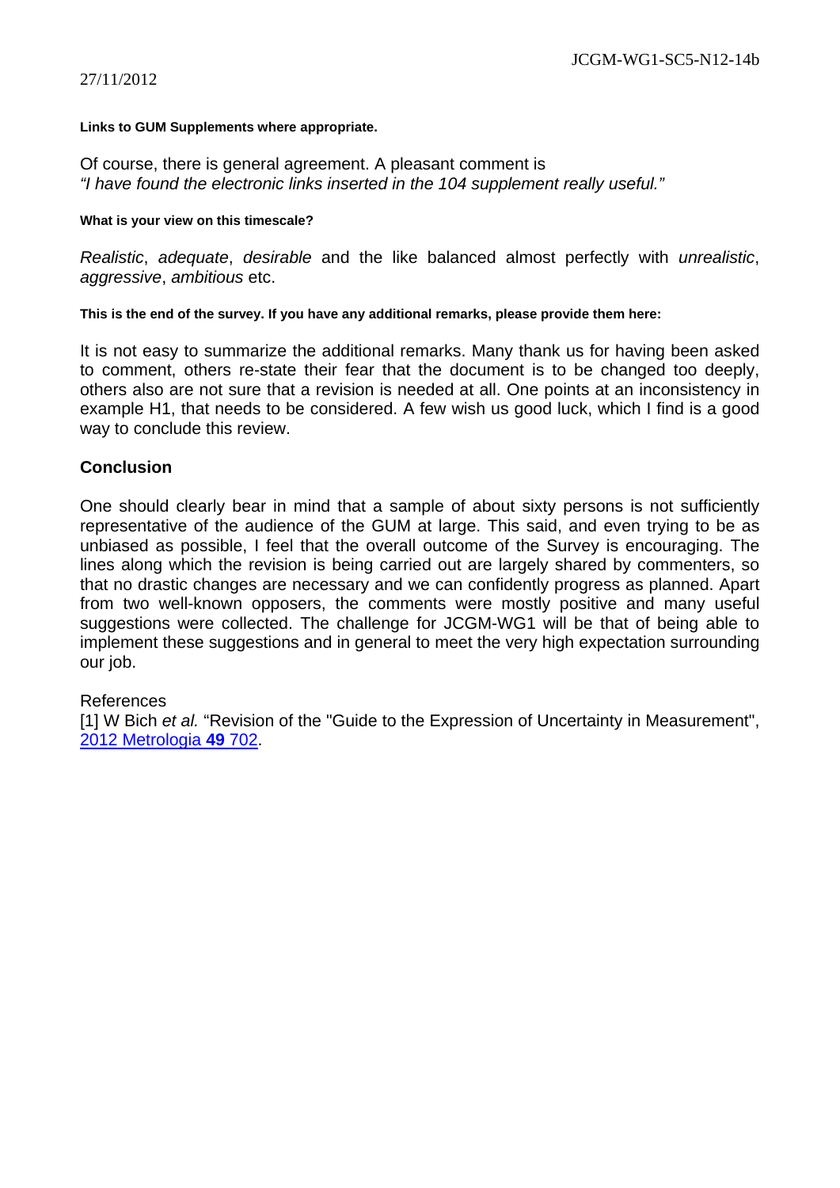**Links to GUM Supplements where appropriate.**

Of course, there is general agreement. A pleasant comment is
*"I have found the electronic links inserted in the 104 supplement really useful."*

**What is your view on this timescale?**

*Realistic*, *adequate*, *desirable* and the like balanced almost perfectly with *unrealistic*, *aggressive*, *ambitious* etc.

**This is the end of the survey. If you have any additional remarks, please provide them here:**

It is not easy to summarize the additional remarks. Many thank us for having been asked to comment, others re-state their fear that the document is to be changed too deeply, others also are not sure that a revision is needed at all. One points at an inconsistency in example H1, that needs to be considered. A few wish us good luck, which I find is a good way to conclude this review.

## Conclusion

One should clearly bear in mind that a sample of about sixty persons is not sufficiently representative of the audience of the GUM at large. This said, and even trying to be as unbiased as possible, I feel that the overall outcome of the Survey is encouraging. The lines along which the revision is being carried out are largely shared by commenters, so that no drastic changes are necessary and we can confidently progress as planned. Apart from two well-known opposers, the comments were mostly positive and many useful suggestions were collected. The challenge for JCGM-WG1 will be that of being able to implement these suggestions and in general to meet the very high expectation surrounding our job.

References

[1] W Bich *et al.* "Revision of the "Guide to the Expression of Uncertainty in Measurement", 2012 Metrologia **49** 702.